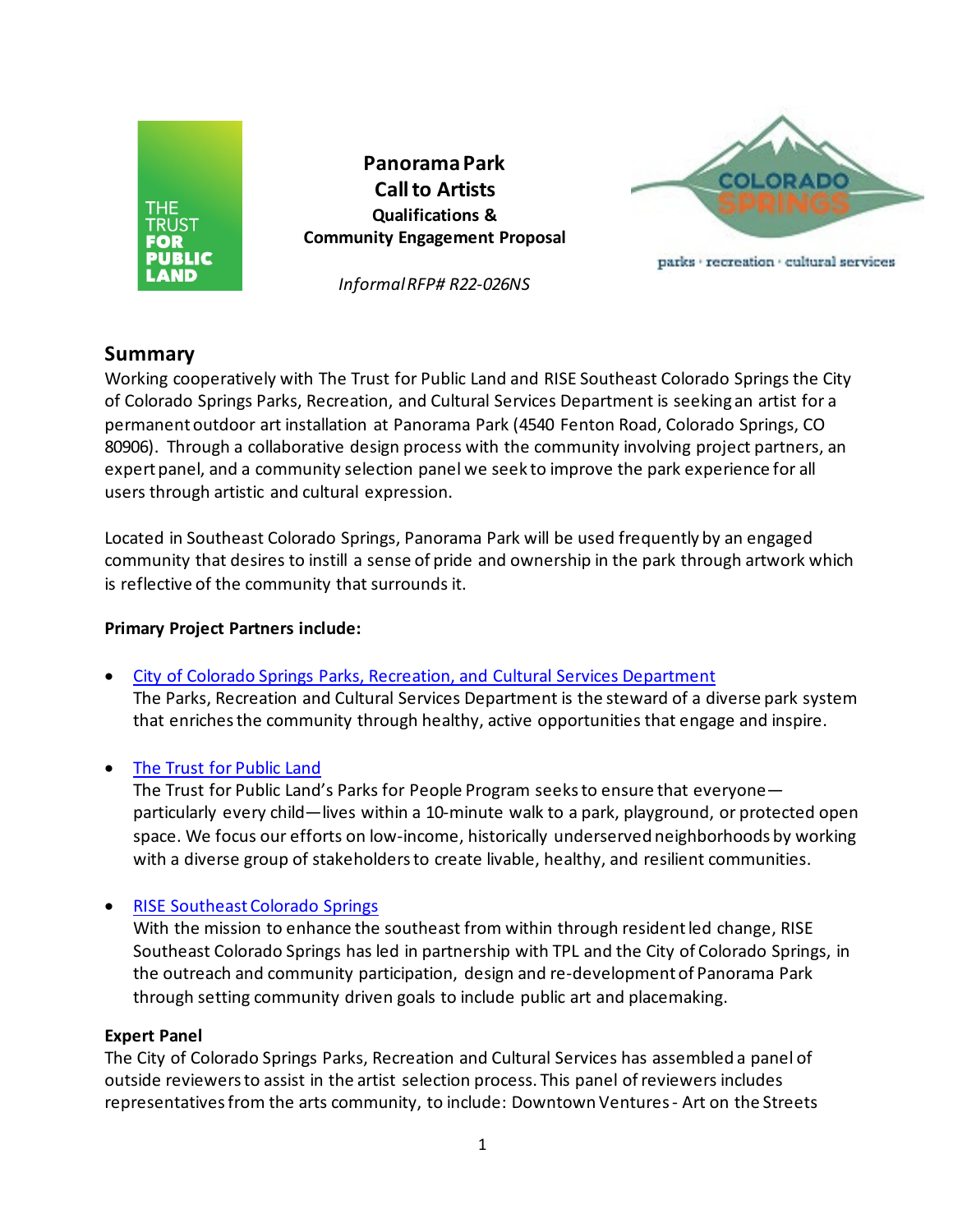**Panorama Park**
**Call to Artists**
**Qualifications &**
**Community Engagement Proposal**

*Informal RFP# R22-026NS*

## Summary

Working cooperatively with The Trust for Public Land and RISE Southeast Colorado Springs the City of Colorado Springs Parks, Recreation, and Cultural Services Department is seeking an artist for a permanent outdoor art installation at Panorama Park (4540 Fenton Road, Colorado Springs, CO 80906). Through a collaborative design process with the community involving project partners, an expert panel, and a community selection panel we seek to improve the park experience for all users through artistic and cultural expression.

Located in Southeast Colorado Springs, Panorama Park will be used frequently by an engaged community that desires to instill a sense of pride and ownership in the park through artwork which is reflective of the community that surrounds it.

**Primary Project Partners include:**

- City of Colorado Springs Parks, Recreation, and Cultural Services Department
  The Parks, Recreation and Cultural Services Department is the steward of a diverse park system that enriches the community through healthy, active opportunities that engage and inspire.

- The Trust for Public Land
  The Trust for Public Land's Parks for People Program seeks to ensure that everyone—particularly every child—lives within a 10-minute walk to a park, playground, or protected open space. We focus our efforts on low-income, historically underserved neighborhoods by working with a diverse group of stakeholders to create livable, healthy, and resilient communities.

- RISE Southeast Colorado Springs
  With the mission to enhance the southeast from within through resident led change, RISE Southeast Colorado Springs has led in partnership with TPL and the City of Colorado Springs, in the outreach and community participation, design and re-development of Panorama Park through setting community driven goals to include public art and placemaking.

**Expert Panel**

The City of Colorado Springs Parks, Recreation and Cultural Services has assembled a panel of outside reviewers to assist in the artist selection process. This panel of reviewers includes representatives from the arts community, to include: Downtown Ventures - Art on the Streets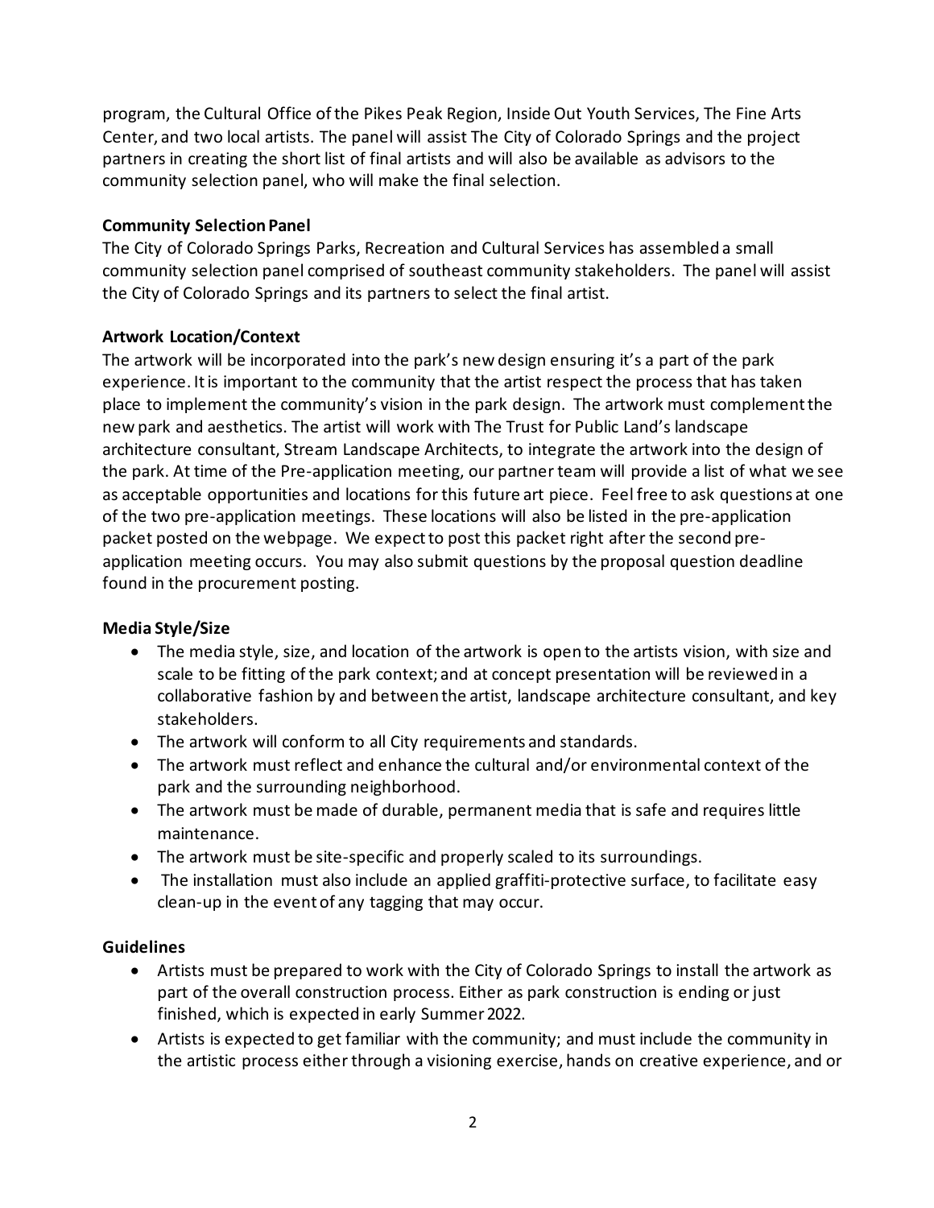program, the Cultural Office of the Pikes Peak Region, Inside Out Youth Services, The Fine Arts Center, and two local artists. The panel will assist The City of Colorado Springs and the project partners in creating the short list of final artists and will also be available as advisors to the community selection panel, who will make the final selection.

**Community Selection Panel**

The City of Colorado Springs Parks, Recreation and Cultural Services has assembled a small community selection panel comprised of southeast community stakeholders. The panel will assist the City of Colorado Springs and its partners to select the final artist.

**Artwork Location/Context**

The artwork will be incorporated into the park's new design ensuring it's a part of the park experience. It is important to the community that the artist respect the process that has taken place to implement the community's vision in the park design. The artwork must complement the new park and aesthetics. The artist will work with The Trust for Public Land's landscape architecture consultant, Stream Landscape Architects, to integrate the artwork into the design of the park. At time of the Pre-application meeting, our partner team will provide a list of what we see as acceptable opportunities and locations for this future art piece. Feel free to ask questions at one of the two pre-application meetings. These locations will also be listed in the pre-application packet posted on the webpage. We expect to post this packet right after the second pre-application meeting occurs. You may also submit questions by the proposal question deadline found in the procurement posting.

**Media Style/Size**

- The media style, size, and location of the artwork is open to the artists vision, with size and scale to be fitting of the park context; and at concept presentation will be reviewed in a collaborative fashion by and between the artist, landscape architecture consultant, and key stakeholders.
- The artwork will conform to all City requirements and standards.
- The artwork must reflect and enhance the cultural and/or environmental context of the park and the surrounding neighborhood.
- The artwork must be made of durable, permanent media that is safe and requires little maintenance.
- The artwork must be site-specific and properly scaled to its surroundings.
- The installation must also include an applied graffiti-protective surface, to facilitate easy clean-up in the event of any tagging that may occur.

**Guidelines**

- Artists must be prepared to work with the City of Colorado Springs to install the artwork as part of the overall construction process. Either as park construction is ending or just finished, which is expected in early Summer 2022.
- Artists is expected to get familiar with the community; and must include the community in the artistic process either through a visioning exercise, hands on creative experience, and or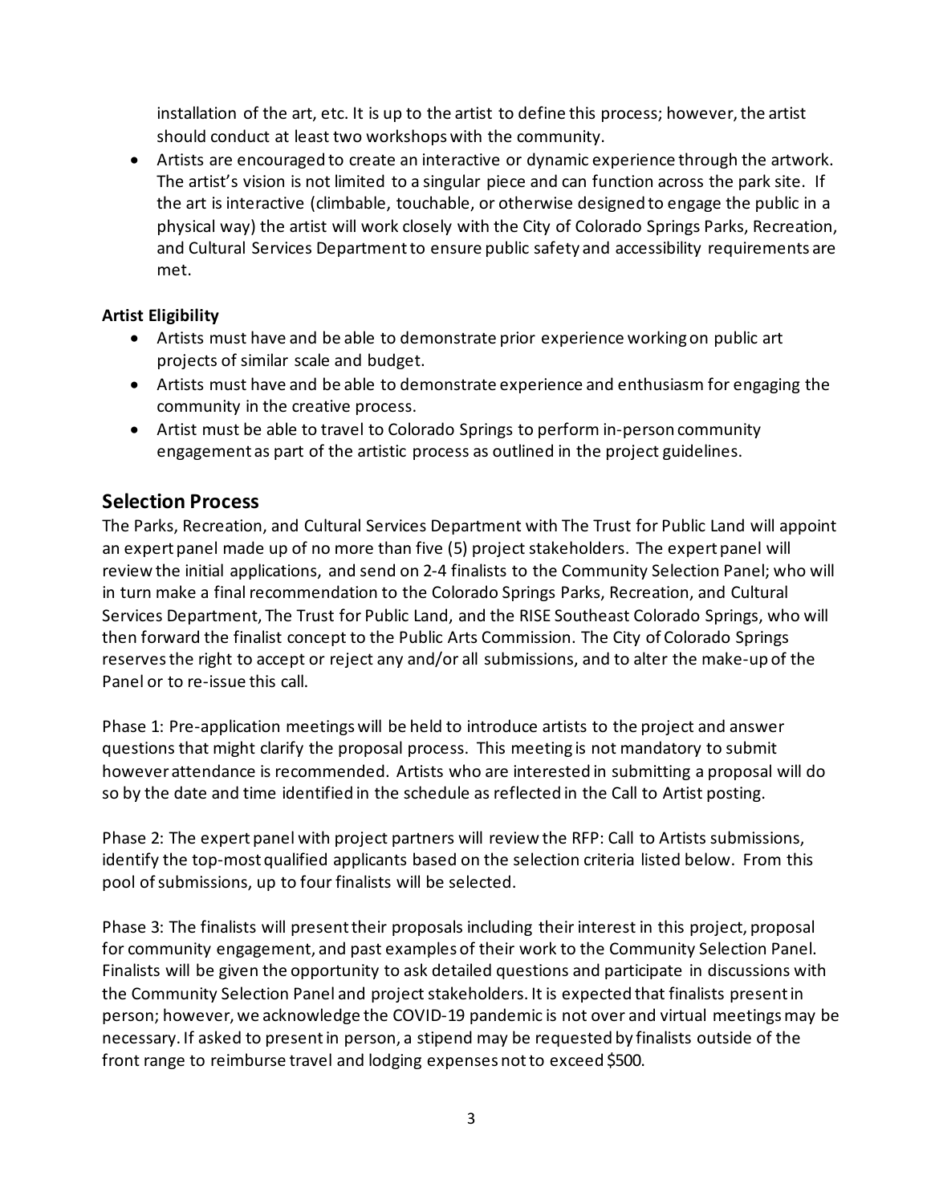installation of the art, etc. It is up to the artist to define this process; however, the artist should conduct at least two workshops with the community.

- Artists are encouraged to create an interactive or dynamic experience through the artwork. The artist's vision is not limited to a singular piece and can function across the park site. If the art is interactive (climbable, touchable, or otherwise designed to engage the public in a physical way) the artist will work closely with the City of Colorado Springs Parks, Recreation, and Cultural Services Department to ensure public safety and accessibility requirements are met.

**Artist Eligibility**

- Artists must have and be able to demonstrate prior experience working on public art projects of similar scale and budget.
- Artists must have and be able to demonstrate experience and enthusiasm for engaging the community in the creative process.
- Artist must be able to travel to Colorado Springs to perform in-person community engagement as part of the artistic process as outlined in the project guidelines.

## Selection Process

The Parks, Recreation, and Cultural Services Department with The Trust for Public Land will appoint an expert panel made up of no more than five (5) project stakeholders. The expert panel will review the initial applications, and send on 2-4 finalists to the Community Selection Panel; who will in turn make a final recommendation to the Colorado Springs Parks, Recreation, and Cultural Services Department, The Trust for Public Land, and the RISE Southeast Colorado Springs, who will then forward the finalist concept to the Public Arts Commission. The City of Colorado Springs reserves the right to accept or reject any and/or all submissions, and to alter the make-up of the Panel or to re-issue this call.

Phase 1: Pre-application meetings will be held to introduce artists to the project and answer questions that might clarify the proposal process. This meeting is not mandatory to submit however attendance is recommended. Artists who are interested in submitting a proposal will do so by the date and time identified in the schedule as reflected in the Call to Artist posting.

Phase 2: The expert panel with project partners will review the RFP: Call to Artists submissions, identify the top-most qualified applicants based on the selection criteria listed below. From this pool of submissions, up to four finalists will be selected.

Phase 3: The finalists will present their proposals including their interest in this project, proposal for community engagement, and past examples of their work to the Community Selection Panel. Finalists will be given the opportunity to ask detailed questions and participate in discussions with the Community Selection Panel and project stakeholders. It is expected that finalists present in person; however, we acknowledge the COVID-19 pandemic is not over and virtual meetings may be necessary. If asked to present in person, a stipend may be requested by finalists outside of the front range to reimburse travel and lodging expenses not to exceed $500.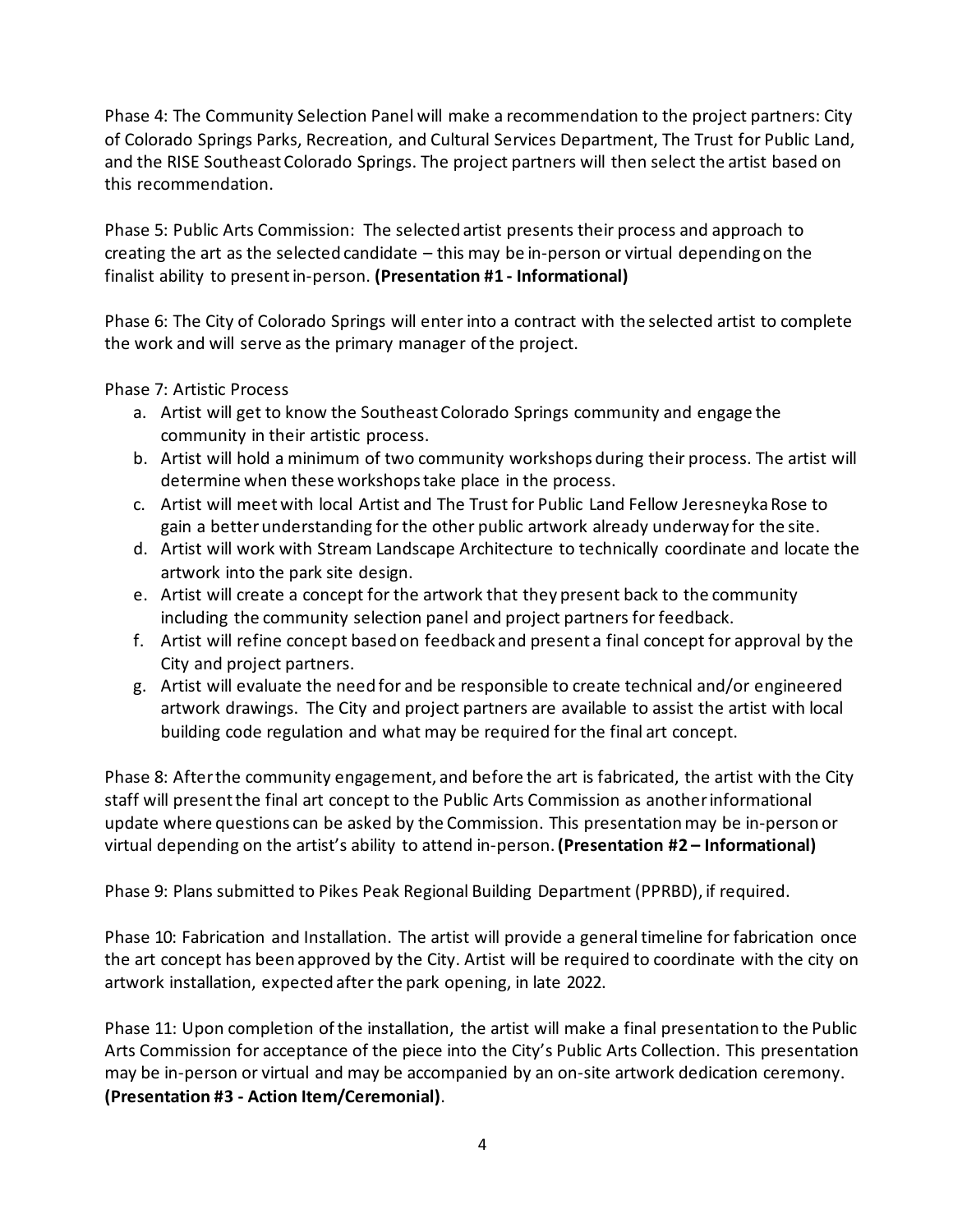Phase 4: The Community Selection Panel will make a recommendation to the project partners: City of Colorado Springs Parks, Recreation, and Cultural Services Department, The Trust for Public Land, and the RISE Southeast Colorado Springs. The project partners will then select the artist based on this recommendation.

Phase 5: Public Arts Commission: The selected artist presents their process and approach to creating the art as the selected candidate – this may be in-person or virtual depending on the finalist ability to present in-person. **(Presentation #1 - Informational)**

Phase 6: The City of Colorado Springs will enter into a contract with the selected artist to complete the work and will serve as the primary manager of the project.

Phase 7: Artistic Process

a. Artist will get to know the Southeast Colorado Springs community and engage the community in their artistic process.
b. Artist will hold a minimum of two community workshops during their process. The artist will determine when these workshops take place in the process.
c. Artist will meet with local Artist and The Trust for Public Land Fellow Jeresneyka Rose to gain a better understanding for the other public artwork already underway for the site.
d. Artist will work with Stream Landscape Architecture to technically coordinate and locate the artwork into the park site design.
e. Artist will create a concept for the artwork that they present back to the community including the community selection panel and project partners for feedback.
f. Artist will refine concept based on feedback and present a final concept for approval by the City and project partners.
g. Artist will evaluate the need for and be responsible to create technical and/or engineered artwork drawings. The City and project partners are available to assist the artist with local building code regulation and what may be required for the final art concept.

Phase 8: After the community engagement, and before the art is fabricated, the artist with the City staff will present the final art concept to the Public Arts Commission as another informational update where questions can be asked by the Commission. This presentation may be in-person or virtual depending on the artist's ability to attend in-person. **(Presentation #2 – Informational)**

Phase 9: Plans submitted to Pikes Peak Regional Building Department (PPRBD), if required.

Phase 10: Fabrication and Installation. The artist will provide a general timeline for fabrication once the art concept has been approved by the City. Artist will be required to coordinate with the city on artwork installation, expected after the park opening, in late 2022.

Phase 11: Upon completion of the installation, the artist will make a final presentation to the Public Arts Commission for acceptance of the piece into the City's Public Arts Collection. This presentation may be in-person or virtual and may be accompanied by an on-site artwork dedication ceremony. **(Presentation #3 - Action Item/Ceremonial)**.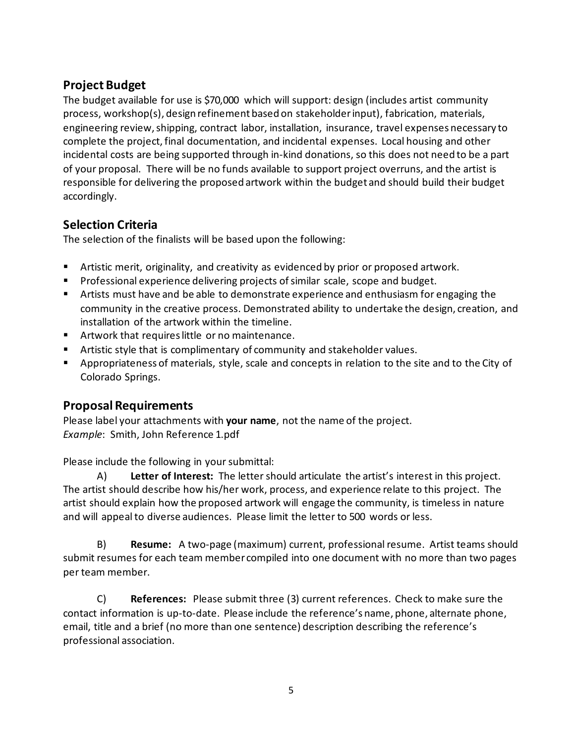## Project Budget

The budget available for use is $70,000 which will support: design (includes artist community process, workshop(s), design refinement based on stakeholder input), fabrication, materials, engineering review, shipping, contract labor, installation, insurance, travel expenses necessary to complete the project, final documentation, and incidental expenses. Local housing and other incidental costs are being supported through in-kind donations, so this does not need to be a part of your proposal. There will be no funds available to support project overruns, and the artist is responsible for delivering the proposed artwork within the budget and should build their budget accordingly.

## Selection Criteria

The selection of the finalists will be based upon the following:

- Artistic merit, originality, and creativity as evidenced by prior or proposed artwork.
- Professional experience delivering projects of similar scale, scope and budget.
- Artists must have and be able to demonstrate experience and enthusiasm for engaging the community in the creative process. Demonstrated ability to undertake the design, creation, and installation of the artwork within the timeline.
- Artwork that requires little or no maintenance.
- Artistic style that is complimentary of community and stakeholder values.
- Appropriateness of materials, style, scale and concepts in relation to the site and to the City of Colorado Springs.

## Proposal Requirements

Please label your attachments with **your name**, not the name of the project.
*Example*: Smith, John Reference 1.pdf

Please include the following in your submittal:

A) **Letter of Interest:** The letter should articulate the artist's interest in this project. The artist should describe how his/her work, process, and experience relate to this project. The artist should explain how the proposed artwork will engage the community, is timeless in nature and will appeal to diverse audiences. Please limit the letter to 500 words or less.

B) **Resume:** A two-page (maximum) current, professional resume. Artist teams should submit resumes for each team member compiled into one document with no more than two pages per team member.

C) **References:** Please submit three (3) current references. Check to make sure the contact information is up-to-date. Please include the reference's name, phone, alternate phone, email, title and a brief (no more than one sentence) description describing the reference's professional association.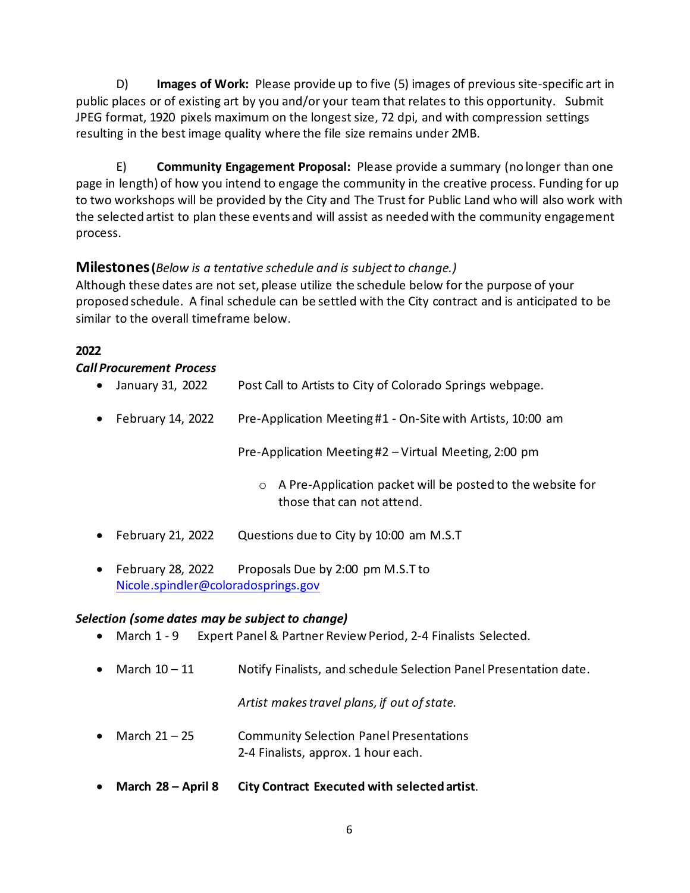D) **Images of Work:** Please provide up to five (5) images of previous site-specific art in public places or of existing art by you and/or your team that relates to this opportunity. Submit JPEG format, 1920 pixels maximum on the longest size, 72 dpi, and with compression settings resulting in the best image quality where the file size remains under 2MB.

E) **Community Engagement Proposal:** Please provide a summary (no longer than one page in length) of how you intend to engage the community in the creative process. Funding for up to two workshops will be provided by the City and The Trust for Public Land who will also work with the selected artist to plan these events and will assist as needed with the community engagement process.

## Milestones (*Below is a tentative schedule and is subject to change.*)

Although these dates are not set, please utilize the schedule below for the purpose of your proposed schedule. A final schedule can be settled with the City contract and is anticipated to be similar to the overall timeframe below.

**2022**

***Call Procurement Process***

- January 31, 2022 — Post Call to Artists to City of Colorado Springs webpage.
- February 14, 2022 — Pre-Application Meeting #1 - On-Site with Artists, 10:00 am

  Pre-Application Meeting #2 – Virtual Meeting, 2:00 pm

  - A Pre-Application packet will be posted to the website for those that can not attend.
- February 21, 2022 — Questions due to City by 10:00 am M.S.T
- February 28, 2022 — Proposals Due by 2:00 pm M.S.T to Nicole.spindler@coloradosprings.gov

***Selection (some dates may be subject to change)***

- March 1 - 9 — Expert Panel & Partner Review Period, 2-4 Finalists Selected.
- March 10 – 11 — Notify Finalists, and schedule Selection Panel Presentation date.

  *Artist makes travel plans, if out of state.*
- March 21 – 25 — Community Selection Panel Presentations
  2-4 Finalists, approx. 1 hour each.
- **March 28 – April 8 — City Contract Executed with selected artist**.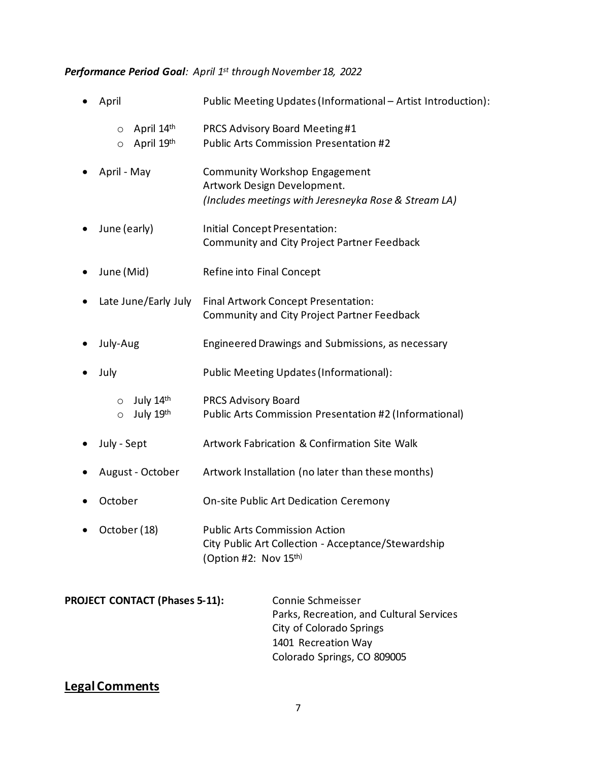***Performance Period Goal**: April 1st through November 18, 2022*

- April — Public Meeting Updates (Informational – Artist Introduction):
  - April 14th — PRCS Advisory Board Meeting #1
  - April 19th — Public Arts Commission Presentation #2
- April - May — Community Workshop Engagement
  Artwork Design Development.
  *(Includes meetings with Jeresneyka Rose & Stream LA)*
- June (early) — Initial Concept Presentation:
  Community and City Project Partner Feedback
- June (Mid) — Refine into Final Concept
- Late June/Early July — Final Artwork Concept Presentation:
  Community and City Project Partner Feedback
- July-Aug — Engineered Drawings and Submissions, as necessary
- July — Public Meeting Updates (Informational):
  - July 14th — PRCS Advisory Board
  - July 19th — Public Arts Commission Presentation #2 (Informational)
- July - Sept — Artwork Fabrication & Confirmation Site Walk
- August - October — Artwork Installation (no later than these months)
- October — On-site Public Art Dedication Ceremony
- October (18) — Public Arts Commission Action
  City Public Art Collection - Acceptance/Stewardship
  (Option #2: Nov 15th)

**PROJECT CONTACT (Phases 5-11):**

Connie Schmeisser
Parks, Recreation, and Cultural Services
City of Colorado Springs
1401 Recreation Way
Colorado Springs, CO 809005

## Legal Comments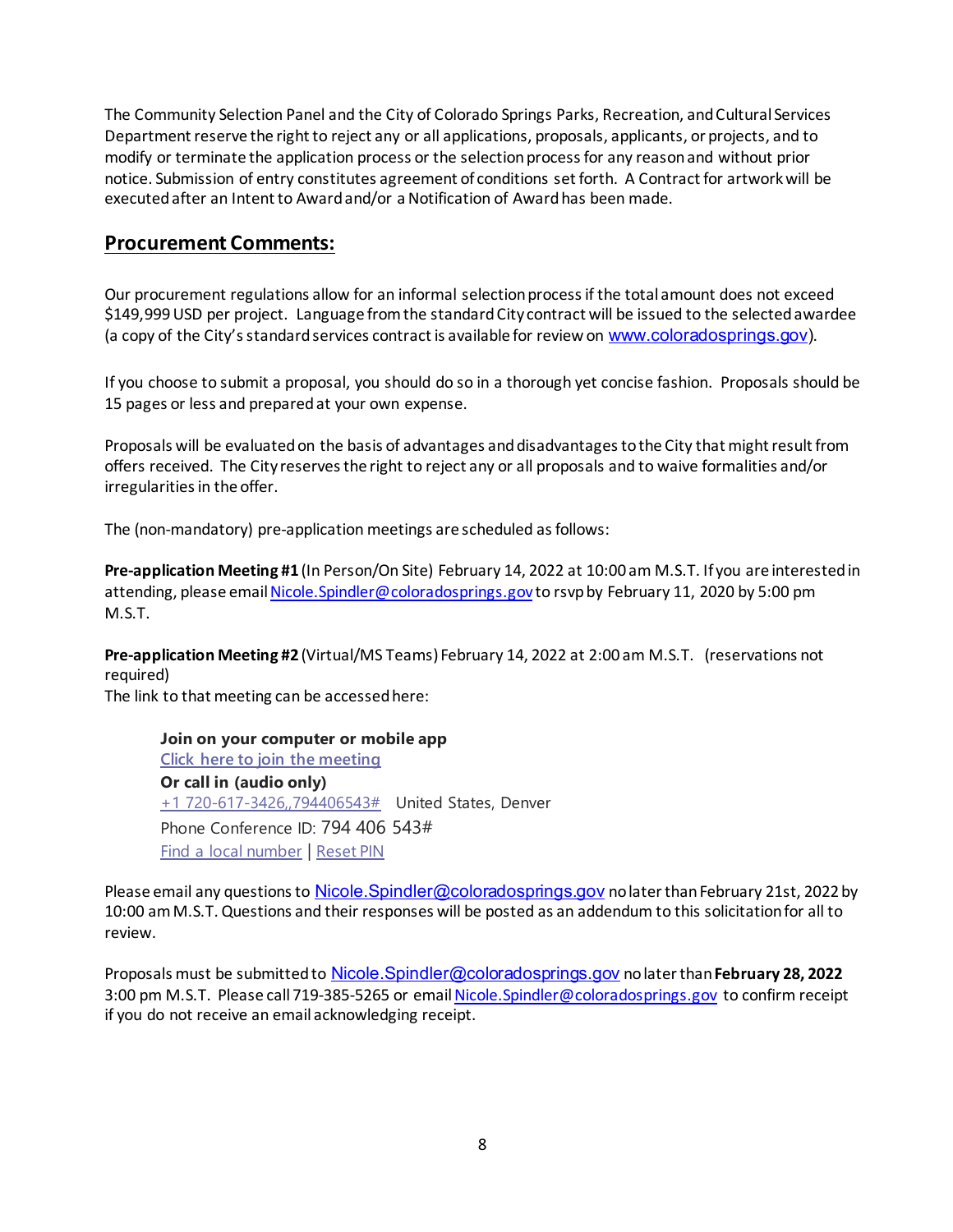The Community Selection Panel and the City of Colorado Springs Parks, Recreation, and Cultural Services Department reserve the right to reject any or all applications, proposals, applicants, or projects, and to modify or terminate the application process or the selection process for any reason and without prior notice. Submission of entry constitutes agreement of conditions set forth. A Contract for artwork will be executed after an Intent to Award and/or a Notification of Award has been made.

## Procurement Comments:

Our procurement regulations allow for an informal selection process if the total amount does not exceed $149,999 USD per project. Language from the standard City contract will be issued to the selected awardee (a copy of the City's standard services contract is available for review on www.coloradosprings.gov).

If you choose to submit a proposal, you should do so in a thorough yet concise fashion. Proposals should be 15 pages or less and prepared at your own expense.

Proposals will be evaluated on the basis of advantages and disadvantages to the City that might result from offers received. The City reserves the right to reject any or all proposals and to waive formalities and/or irregularities in the offer.

The (non-mandatory) pre-application meetings are scheduled as follows:

**Pre-application Meeting #1** (In Person/On Site) February 14, 2022 at 10:00 am M.S.T. If you are interested in attending, please email Nicole.Spindler@coloradosprings.gov to rsvp by February 11, 2020 by 5:00 pm M.S.T.

**Pre-application Meeting #2** (Virtual/MS Teams) February 14, 2022 at 2:00 am M.S.T. (reservations not required)
The link to that meeting can be accessed here:

> **Join on your computer or mobile app**
> Click here to join the meeting
> **Or call in (audio only)**
> +1 720-617-3426,,794406543# United States, Denver
> Phone Conference ID: 794 406 543#
> Find a local number | Reset PIN

Please email any questions to Nicole.Spindler@coloradosprings.gov no later than February 21st, 2022 by 10:00 am M.S.T. Questions and their responses will be posted as an addendum to this solicitation for all to review.

Proposals must be submitted to Nicole.Spindler@coloradosprings.gov no later than **February 28, 2022** 3:00 pm M.S.T. Please call 719-385-5265 or email Nicole.Spindler@coloradosprings.gov to confirm receipt if you do not receive an email acknowledging receipt.